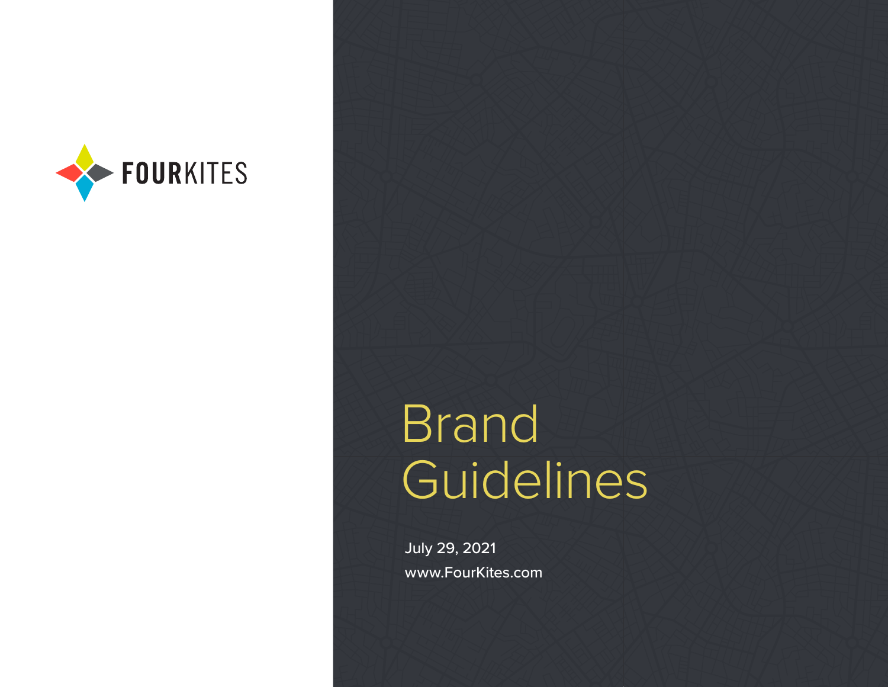FOURKITES

# Brand Guidelines

July 29, 2021

www.FourKites.com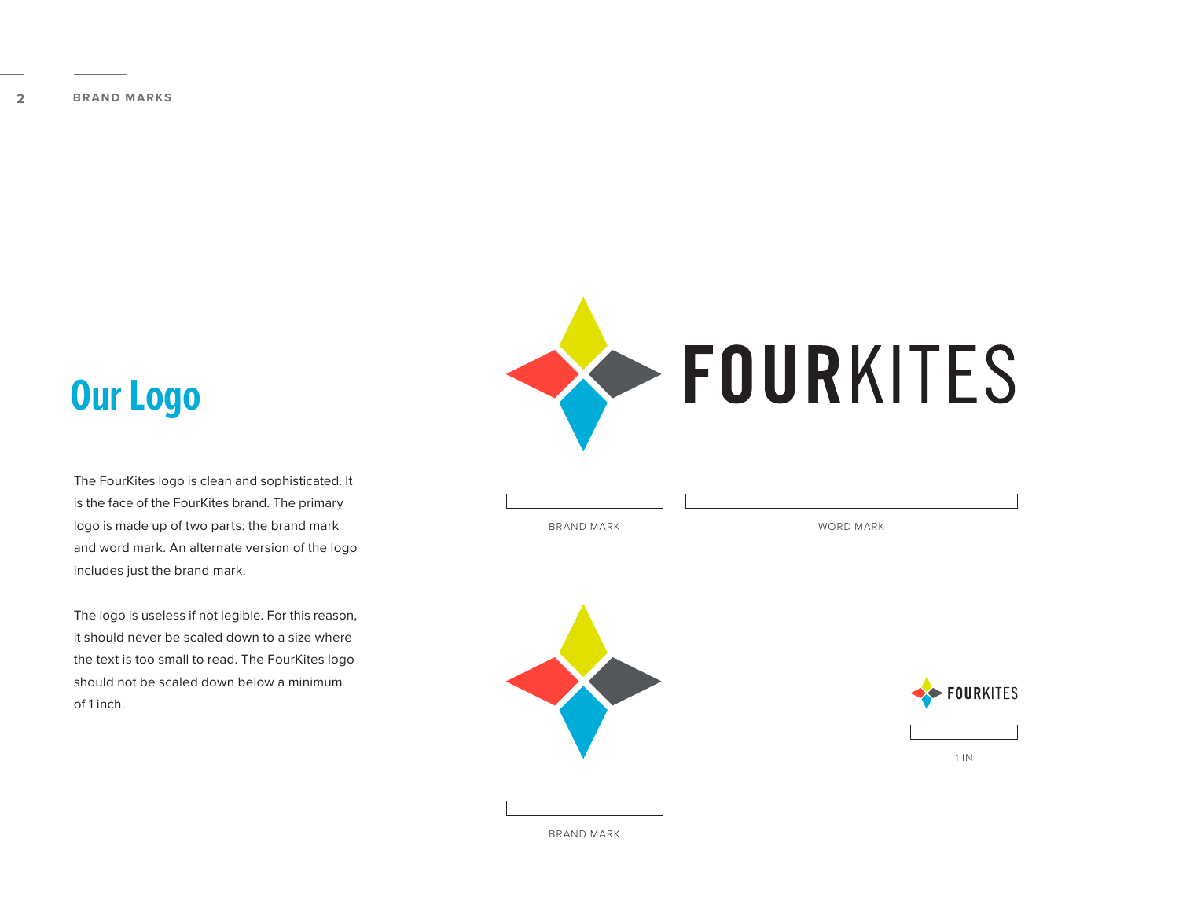# Our Logo

The FourKites logo is clean and sophisticated. It is the face of the FourKites brand. The primary logo is made up of two parts: the brand mark and word mark. An alternate version of the logo includes just the brand mark.

The logo is useless if not legible. For this reason, it should never be scaled down to a size where the text is too small to read. The FourKites logo should not be scaled down below a minimum of 1 inch.

FOURKITES

BRAND MARK

WORD MARK

BRAND MARK

FOURKITES

1 IN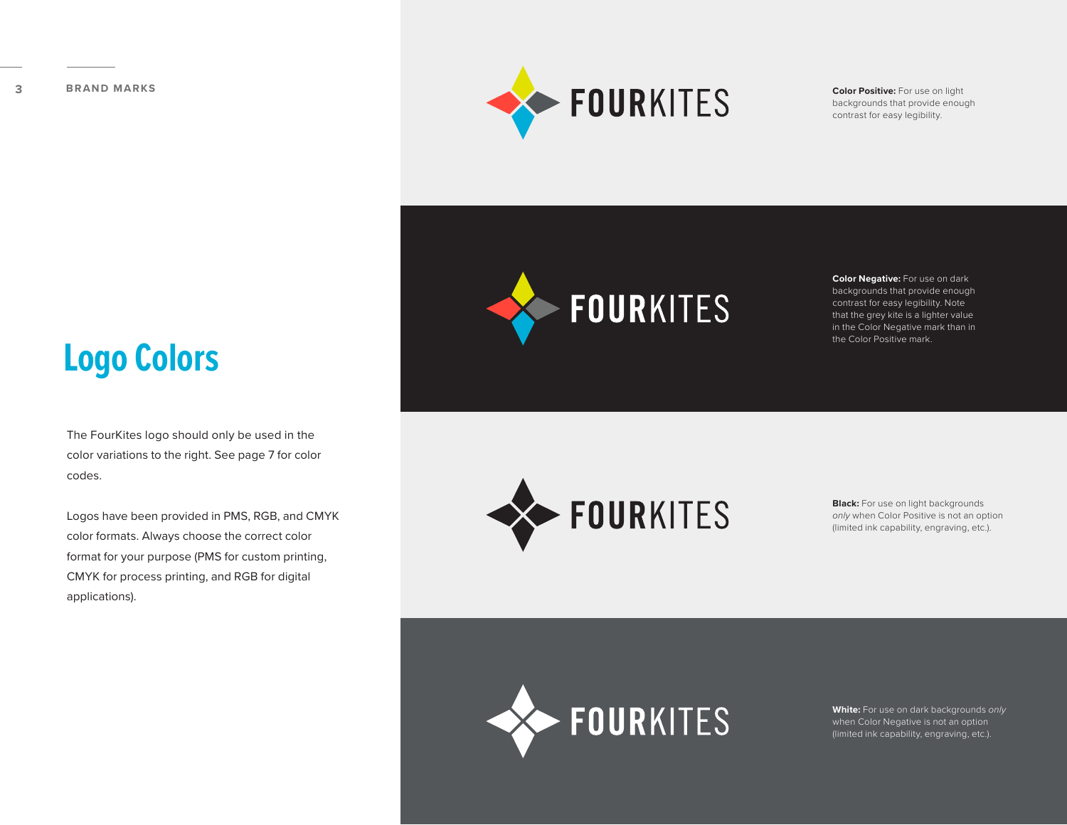BRAND MARKS

# Logo Colors

The FourKites logo should only be used in the color variations to the right. See page 7 for color codes.

Logos have been provided in PMS, RGB, and CMYK color formats. Always choose the correct color format for your purpose (PMS for custom printing, CMYK for process printing, and RGB for digital applications).

FOURKITES

**Color Positive:** For use on light backgrounds that provide enough contrast for easy legibility.

FOURKITES

**Color Negative:** For use on dark backgrounds that provide enough contrast for easy legibility. Note that the grey kite is a lighter value in the Color Negative mark than in the Color Positive mark.

FOURKITES

**Black:** For use on light backgrounds *only* when Color Positive is not an option (limited ink capability, engraving, etc.).

FOURKITES

**White:** For use on dark backgrounds *only* when Color Negative is not an option (limited ink capability, engraving, etc.).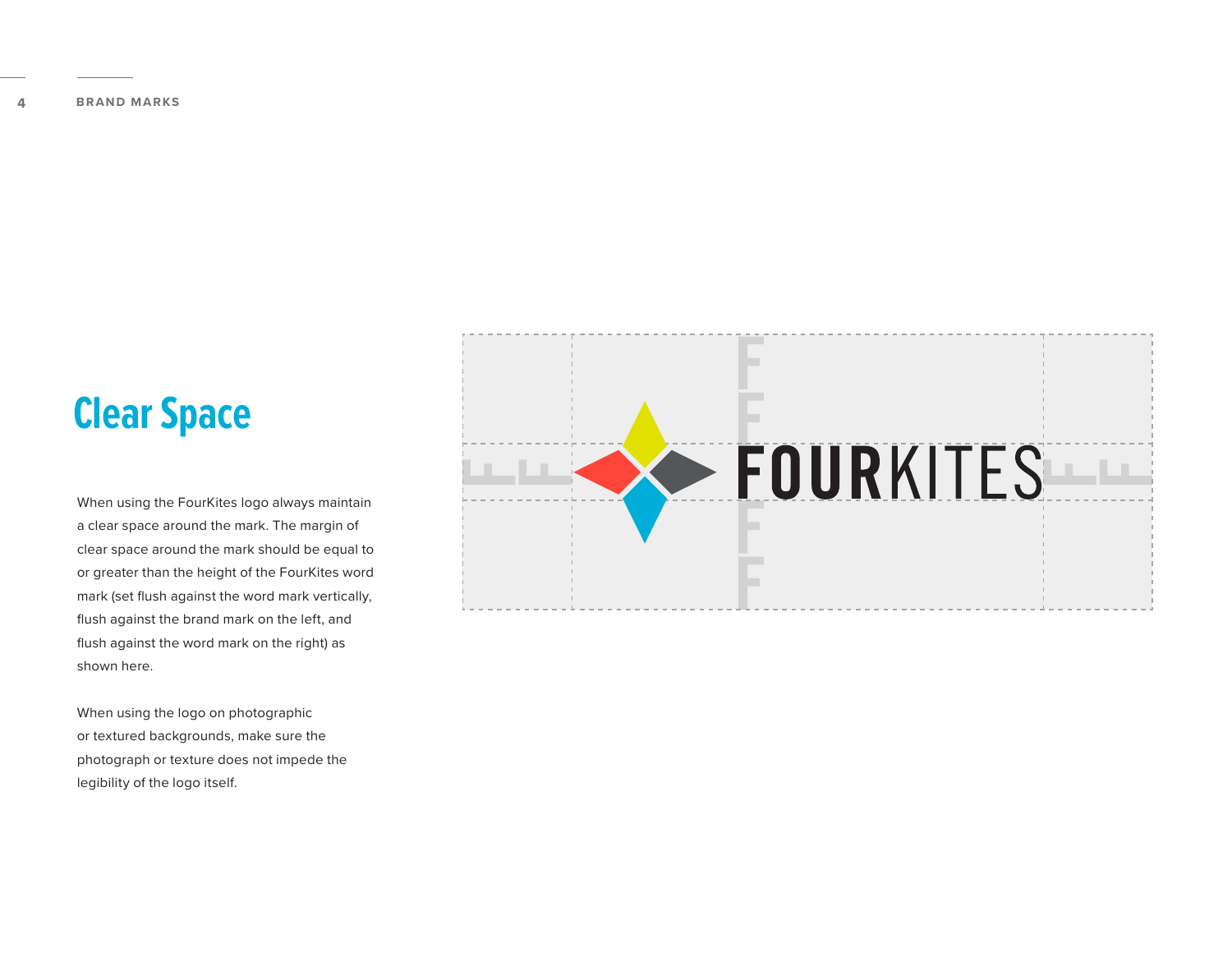## Clear Space

When using the FourKites logo always maintain a clear space around the mark. The margin of clear space around the mark should be equal to or greater than the height of the FourKites word mark (set flush against the word mark vertically, flush against the brand mark on the left, and flush against the word mark on the right) as shown here.

When using the logo on photographic or textured backgrounds, make sure the photograph or texture does not impede the legibility of the logo itself.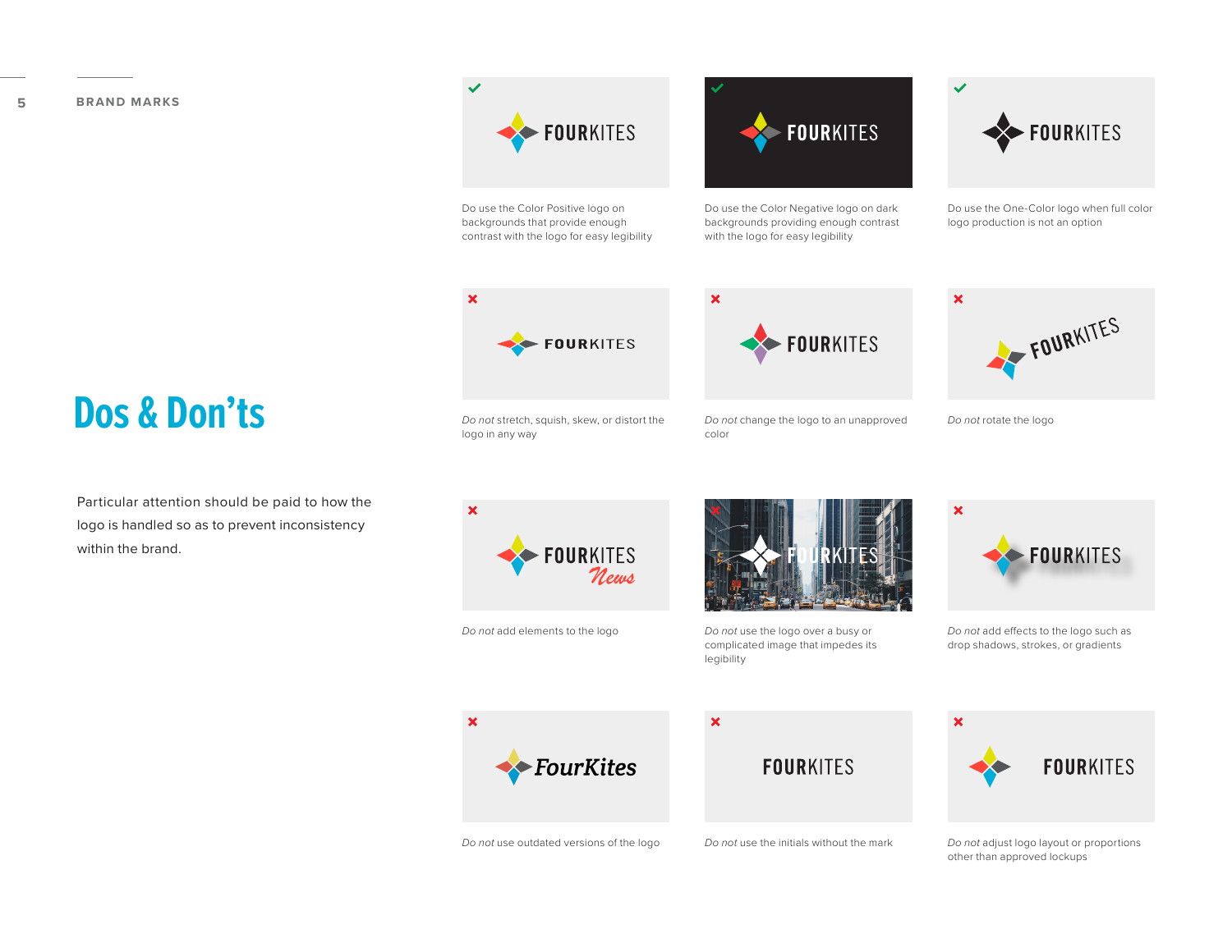# Dos & Don'ts

Particular attention should be paid to how the logo is handled so as to prevent inconsistency within the brand.

✓ Do use the Color Positive logo on backgrounds that provide enough contrast with the logo for easy legibility

✓ Do use the Color Negative logo on dark backgrounds providing enough contrast with the logo for easy legibility

✓ Do use the One-Color logo when full color logo production is not an option

✗ *Do not* stretch, squish, skew, or distort the logo in any way

✗ *Do not* change the logo to an unapproved color

✗ *Do not* rotate the logo

✗ *Do not* add elements to the logo

✗ *Do not* use the logo over a busy or complicated image that impedes its legibility

✗ *Do not* add effects to the logo such as drop shadows, strokes, or gradients

✗ *Do not* use outdated versions of the logo

✗ *Do not* use the initials without the mark

✗ *Do not* adjust logo layout or proportions other than approved lockups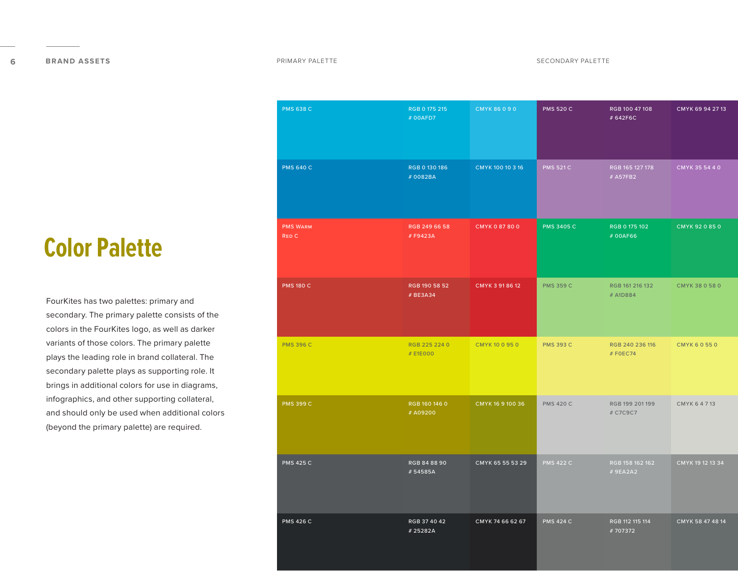# Color Palette

FourKites has two palettes: primary and secondary. The primary palette consists of the colors in the FourKites logo, as well as darker variants of those colors. The primary palette plays the leading role in brand collateral. The secondary palette plays as supporting role. It brings in additional colors for use in diagrams, infographics, and other supporting collateral, and should only be used when additional colors (beyond the primary palette) are required.

## Primary Palette

| PMS | RGB / HEX | CMYK |
|---|---|---|
| PMS 638 C | RGB 0 175 215 # 00AFD7 | CMYK 86 0 9 0 |
| PMS 640 C | RGB 0 130 186 # 0082BA | CMYK 100 10 3 16 |
| PMS Warm Red C | RGB 249 66 58 # F9423A | CMYK 0 87 80 0 |
| PMS 180 C | RGB 190 58 52 # BE3A34 | CMYK 3 91 86 12 |
| PMS 396 C | RGB 225 224 0 # E1E000 | CMYK 10 0 95 0 |
| PMS 399 C | RGB 160 146 0 # A09200 | CMYK 16 9 100 36 |
| PMS 425 C | RGB 84 88 90 # 54585A | CMYK 65 55 53 29 |
| PMS 426 C | RGB 37 40 42 # 25282A | CMYK 74 66 62 67 |

## Secondary Palette

| PMS | RGB / HEX | CMYK |
|---|---|---|
| PMS 520 C | RGB 100 47 108 # 642F6C | CMYK 69 94 27 13 |
| PMS 521 C | RGB 165 127 178 # A57FB2 | CMYK 35 54 4 0 |
| PMS 3405 C | RGB 0 175 102 # 00AF66 | CMYK 92 0 85 0 |
| PMS 359 C | RGB 161 216 132 # A1D884 | CMYK 38 0 58 0 |
| PMS 393 C | RGB 240 236 116 # F0EC74 | CMYK 6 0 55 0 |
| PMS 420 C | RGB 199 201 199 # C7C9C7 | CMYK 6 4 7 13 |
| PMS 422 C | RGB 158 162 162 # 9EA2A2 | CMYK 19 12 13 34 |
| PMS 424 C | RGB 112 115 114 # 707372 | CMYK 58 47 48 14 |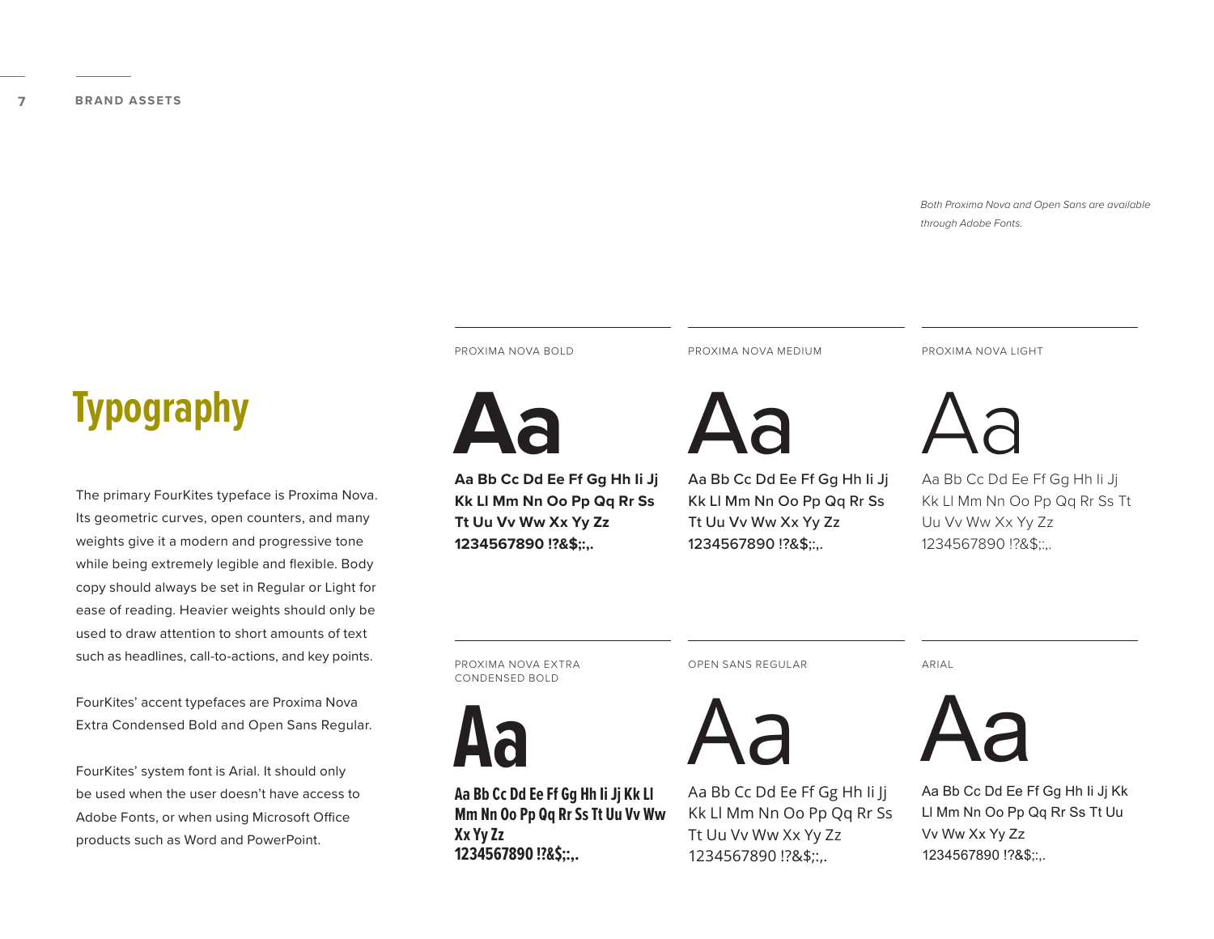# Typography

The primary FourKites typeface is Proxima Nova. Its geometric curves, open counters, and many weights give it a modern and progressive tone while being extremely legible and flexible. Body copy should always be set in Regular or Light for ease of reading. Heavier weights should only be used to draw attention to short amounts of text such as headlines, call-to-actions, and key points.

FourKites' accent typefaces are Proxima Nova Extra Condensed Bold and Open Sans Regular.

FourKites' system font is Arial. It should only be used when the user doesn't have access to Adobe Fonts, or when using Microsoft Office products such as Word and PowerPoint.

*Both Proxima Nova and Open Sans are available through Adobe Fonts.*

PROXIMA NOVA BOLD

**Aa**

**Aa Bb Cc Dd Ee Ff Gg Hh Ii Jj Kk Ll Mm Nn Oo Pp Qq Rr Ss Tt Uu Vv Ww Xx Yy Zz 1234567890 !?&$;:,.**

PROXIMA NOVA MEDIUM

Aa

Aa Bb Cc Dd Ee Ff Gg Hh Ii Jj Kk Ll Mm Nn Oo Pp Qq Rr Ss Tt Uu Vv Ww Xx Yy Zz 1234567890 !?&$;:,.

PROXIMA NOVA LIGHT

Aa

Aa Bb Cc Dd Ee Ff Gg Hh Ii Jj Kk Ll Mm Nn Oo Pp Qq Rr Ss Tt Uu Vv Ww Xx Yy Zz 1234567890 !?&$;:,.

PROXIMA NOVA EXTRA CONDENSED BOLD

**Aa**

**Aa Bb Cc Dd Ee Ff Gg Hh Ii Jj Kk Ll Mm Nn Oo Pp Qq Rr Ss Tt Uu Vv Ww Xx Yy Zz 1234567890 !?&$;:,.**

OPEN SANS REGULAR

Aa

Aa Bb Cc Dd Ee Ff Gg Hh Ii Jj Kk Ll Mm Nn Oo Pp Qq Rr Ss Tt Uu Vv Ww Xx Yy Zz 1234567890 !?&$;:,.

ARIAL

Aa

Aa Bb Cc Dd Ee Ff Gg Hh Ii Jj Kk Ll Mm Nn Oo Pp Qq Rr Ss Tt Uu Vv Ww Xx Yy Zz 1234567890 !?&$;:,.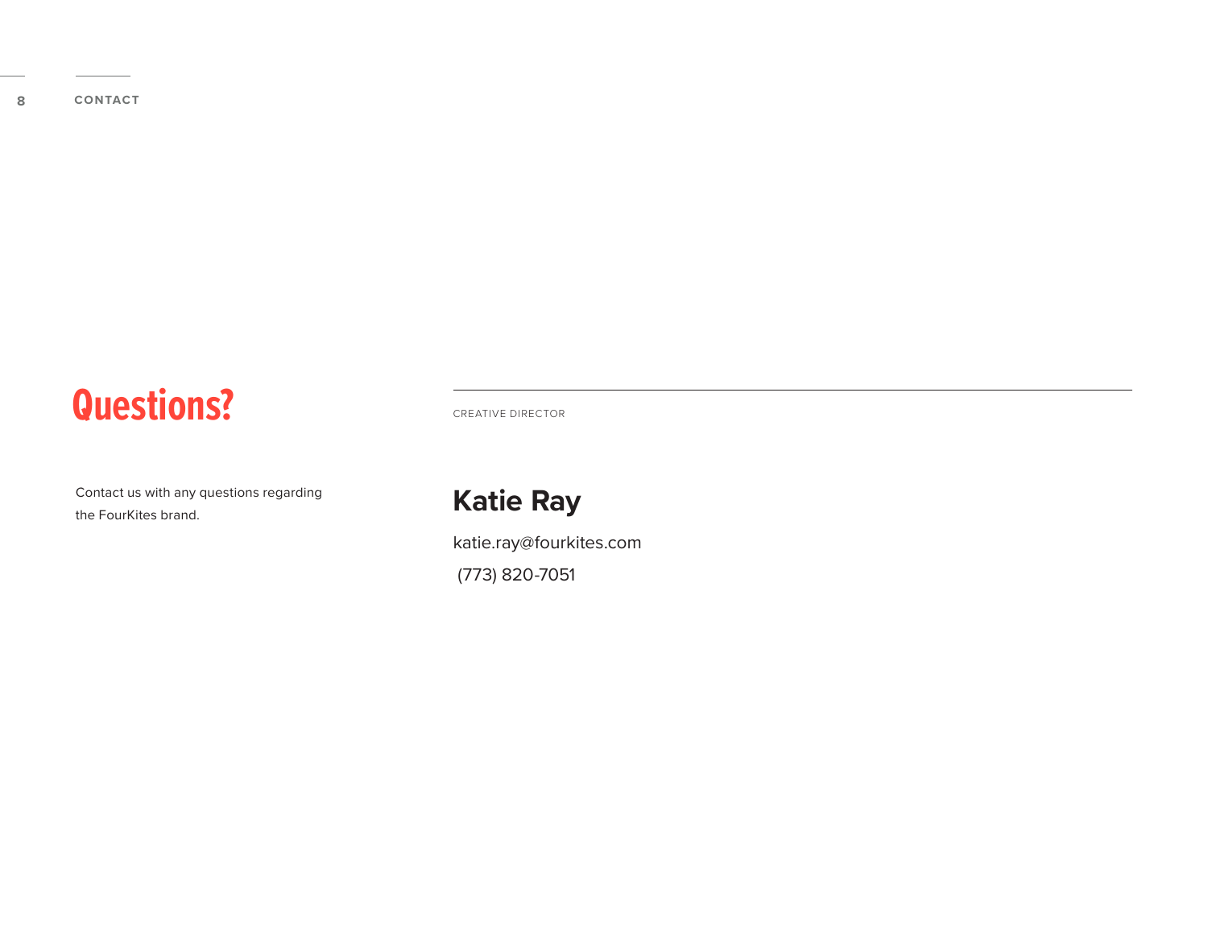CONTACT

# Questions?

Contact us with any questions regarding the FourKites brand.

CREATIVE DIRECTOR

## Katie Ray

katie.ray@fourkites.com

(773) 820-7051